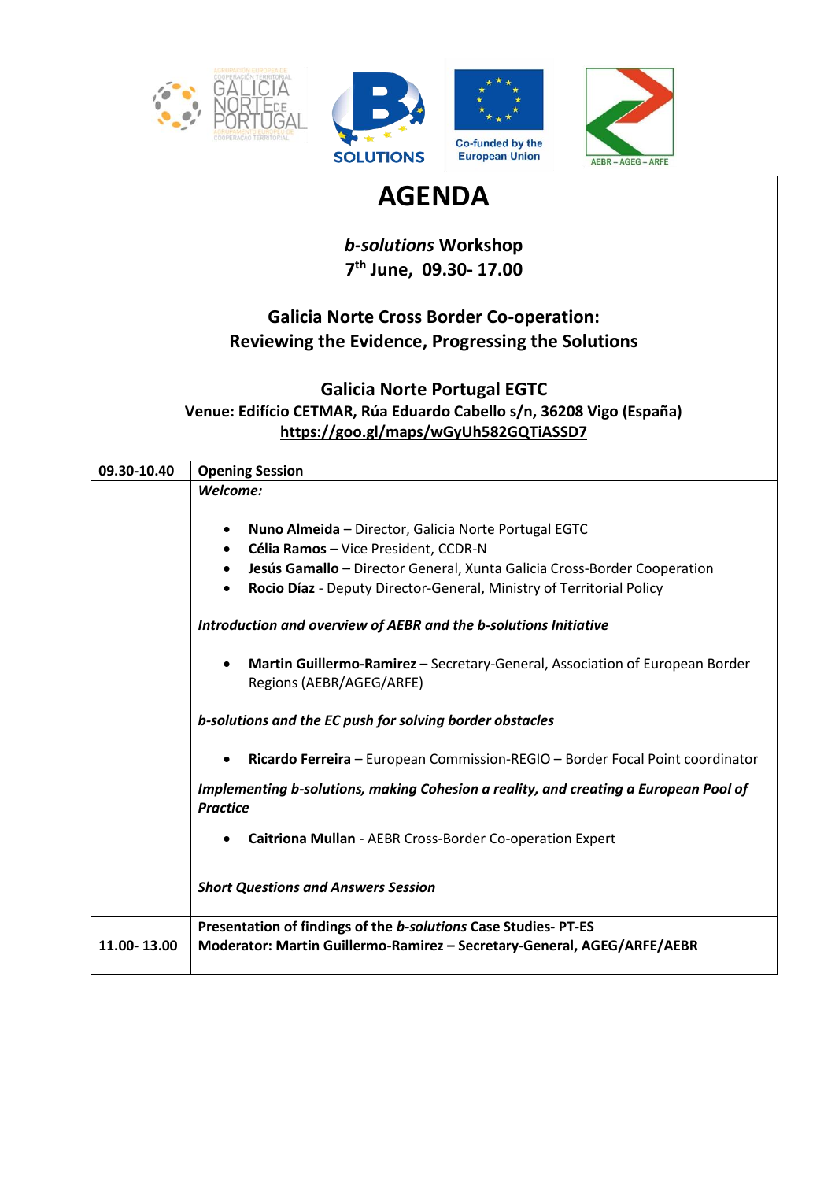# AGENDA

***b-solutions* Workshop**
**7th June, 09.30- 17.00**

**Galicia Norte Cross Border Co-operation:**
**Reviewing the Evidence, Progressing the Solutions**

**Galicia Norte Portugal EGTC**
**Venue: Edifício CETMAR, Rúa Eduardo Cabello s/n, 36208 Vigo (España)**
**https://goo.gl/maps/wGyUh582GQTiASSD7**

| **09.30-10.40** | **Opening Session** |
|---|---|
| | ***Welcome:*** <br><br> • **Nuno Almeida** – Director, Galicia Norte Portugal EGTC <br> • **Célia Ramos** – Vice President, CCDR-N <br> • **Jesús Gamallo** – Director General, Xunta Galicia Cross-Border Cooperation <br> • **Rocio Díaz** - Deputy Director-General, Ministry of Territorial Policy <br><br> ***Introduction and overview of AEBR and the b-solutions Initiative*** <br><br> • **Martin Guillermo-Ramirez** – Secretary-General, Association of European Border Regions (AEBR/AGEG/ARFE) <br><br> ***b-solutions and the EC push for solving border obstacles*** <br><br> • **Ricardo Ferreira** – European Commission-REGIO – Border Focal Point coordinator <br><br> ***Implementing b-solutions, making Cohesion a reality, and creating a European Pool of Practice*** <br><br> • **Caitriona Mullan** - AEBR Cross-Border Co-operation Expert <br><br> ***Short Questions and Answers Session*** |
| **11.00- 13.00** | **Presentation of findings of the *b-solutions* Case Studies- PT-ES** <br> **Moderator: Martin Guillermo-Ramirez – Secretary-General, AGEG/ARFE/AEBR** |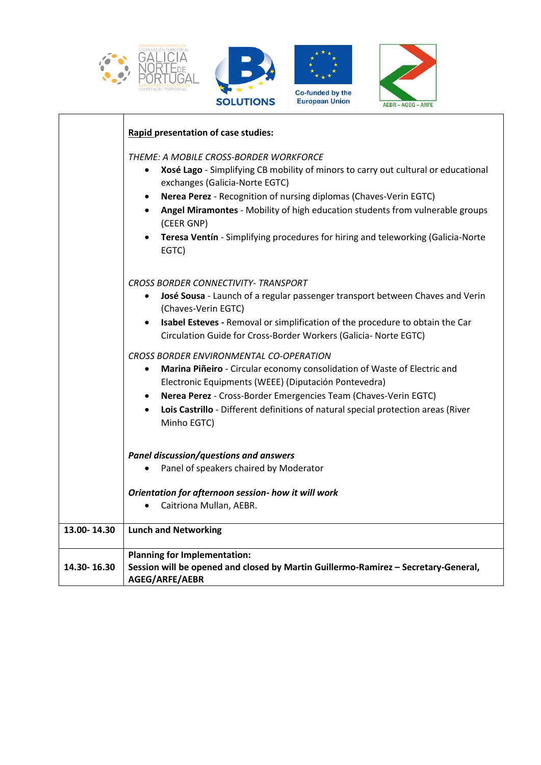| | **Rapid presentation of case studies:**<br><br>*THEME: A MOBILE CROSS-BORDER WORKFORCE*<br>• **Xosé Lago** - Simplifying CB mobility of minors to carry out cultural or educational exchanges (Galicia-Norte EGTC)<br>• **Nerea Perez** - Recognition of nursing diplomas (Chaves-Verin EGTC)<br>• **Angel Miramontes** - Mobility of high education students from vulnerable groups (CEER GNP)<br>• **Teresa Ventín** - Simplifying procedures for hiring and teleworking (Galicia-Norte EGTC)<br><br>*CROSS BORDER CONNECTIVITY- TRANSPORT*<br>• **José Sousa** - Launch of a regular passenger transport between Chaves and Verin (Chaves-Verin EGTC)<br>• **Isabel Esteves -** Removal or simplification of the procedure to obtain the Car Circulation Guide for Cross-Border Workers (Galicia- Norte EGTC)<br><br>*CROSS BORDER ENVIRONMENTAL CO-OPERATION*<br>• **Marina Piñeiro** - Circular economy consolidation of Waste of Electric and Electronic Equipments (WEEE) (Diputación Pontevedra)<br>• **Nerea Perez** - Cross-Border Emergencies Team (Chaves-Verin EGTC)<br>• **Lois Castrillo** - Different definitions of natural special protection areas (River Minho EGTC)<br><br>***Panel discussion/questions and answers***<br>• Panel of speakers chaired by Moderator<br><br>***Orientation for afternoon session- how it will work***<br>• Caitriona Mullan, AEBR. |
|---|---|
| **13.00- 14.30** | **Lunch and Networking** |
| **14.30- 16.30** | **Planning for Implementation:**<br>**Session will be opened and closed by Martin Guillermo-Ramirez – Secretary-General, AGEG/ARFE/AEBR** |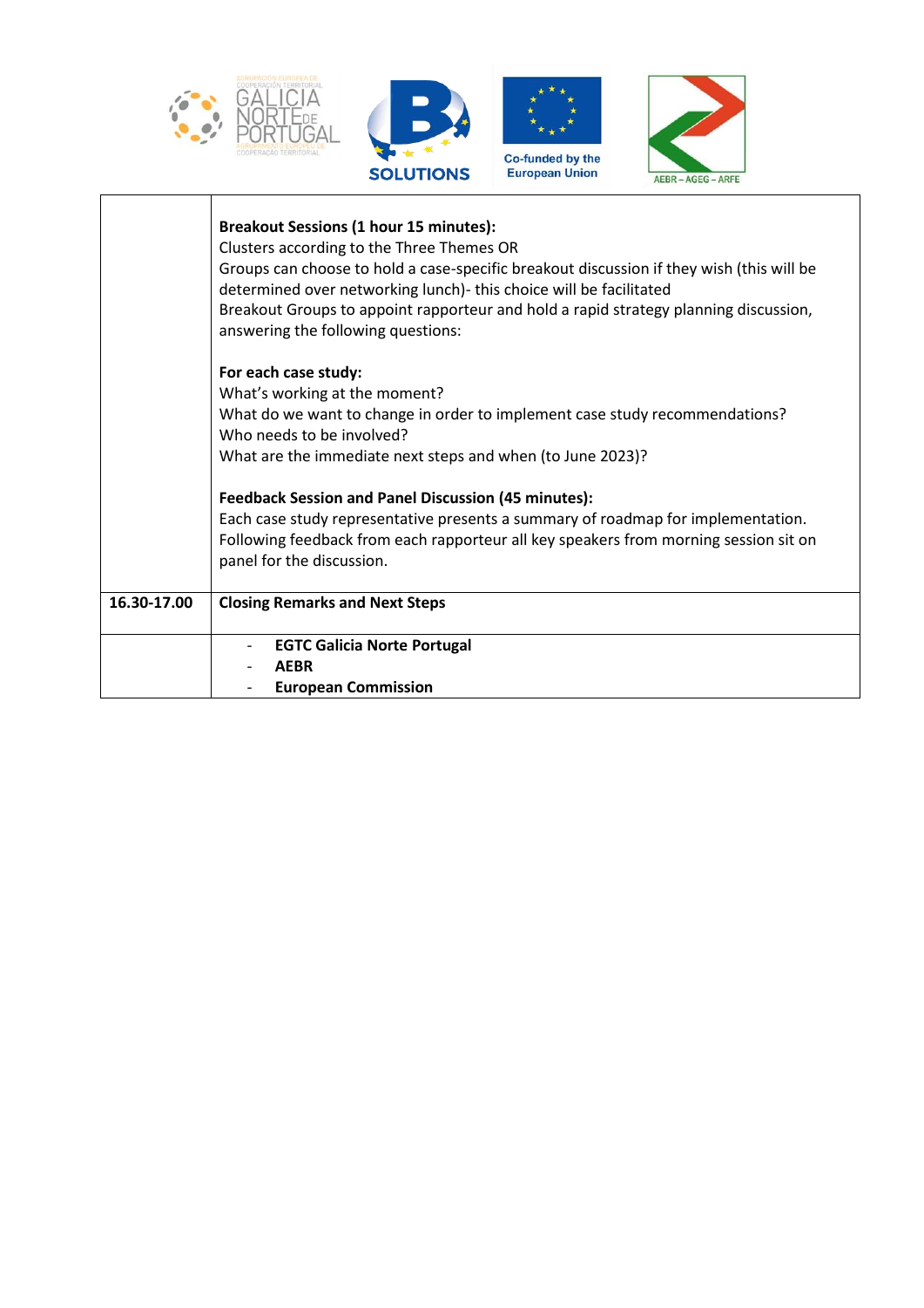| | |
|---|---|
| | **Breakout Sessions (1 hour 15 minutes):**<br>Clusters according to the Three Themes OR<br>Groups can choose to hold a case-specific breakout discussion if they wish (this will be determined over networking lunch)- this choice will be facilitated<br>Breakout Groups to appoint rapporteur and hold a rapid strategy planning discussion, answering the following questions:<br><br>**For each case study:**<br>What's working at the moment?<br>What do we want to change in order to implement case study recommendations?<br>Who needs to be involved?<br>What are the immediate next steps and when (to June 2023)?<br><br>**Feedback Session and Panel Discussion (45 minutes):**<br>Each case study representative presents a summary of roadmap for implementation. Following feedback from each rapporteur all key speakers from morning session sit on panel for the discussion. |
| **16.30-17.00** | **Closing Remarks and Next Steps** |
| | - **EGTC Galicia Norte Portugal**<br>- **AEBR**<br>- **European Commission** |